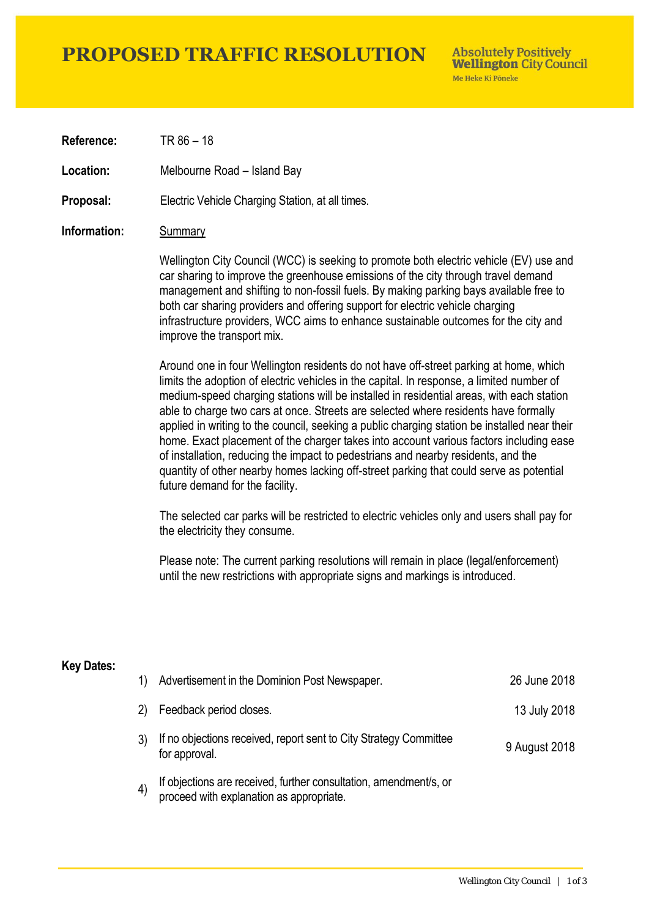# PROPOSED TRAFFIC RESOLUTION

**Absolutely Positively Wellington City Council**
Me Heke Ki Pōneke

**Reference:** TR 86 – 18

**Location:** Melbourne Road – Island Bay

**Proposal:** Electric Vehicle Charging Station, at all times.

**Information:** Summary

Wellington City Council (WCC) is seeking to promote both electric vehicle (EV) use and car sharing to improve the greenhouse emissions of the city through travel demand management and shifting to non-fossil fuels. By making parking bays available free to both car sharing providers and offering support for electric vehicle charging infrastructure providers, WCC aims to enhance sustainable outcomes for the city and improve the transport mix.

Around one in four Wellington residents do not have off-street parking at home, which limits the adoption of electric vehicles in the capital. In response, a limited number of medium-speed charging stations will be installed in residential areas, with each station able to charge two cars at once. Streets are selected where residents have formally applied in writing to the council, seeking a public charging station be installed near their home. Exact placement of the charger takes into account various factors including ease of installation, reducing the impact to pedestrians and nearby residents, and the quantity of other nearby homes lacking off-street parking that could serve as potential future demand for the facility.

The selected car parks will be restricted to electric vehicles only and users shall pay for the electricity they consume.

Please note: The current parking resolutions will remain in place (legal/enforcement) until the new restrictions with appropriate signs and markings is introduced.

**Key Dates:**

| | | |
|---|---|---|
| 1) | Advertisement in the Dominion Post Newspaper. | 26 June 2018 |
| 2) | Feedback period closes. | 13 July 2018 |
| 3) | If no objections received, report sent to City Strategy Committee for approval. | 9 August 2018 |
| 4) | If objections are received, further consultation, amendment/s, or proceed with explanation as appropriate. | |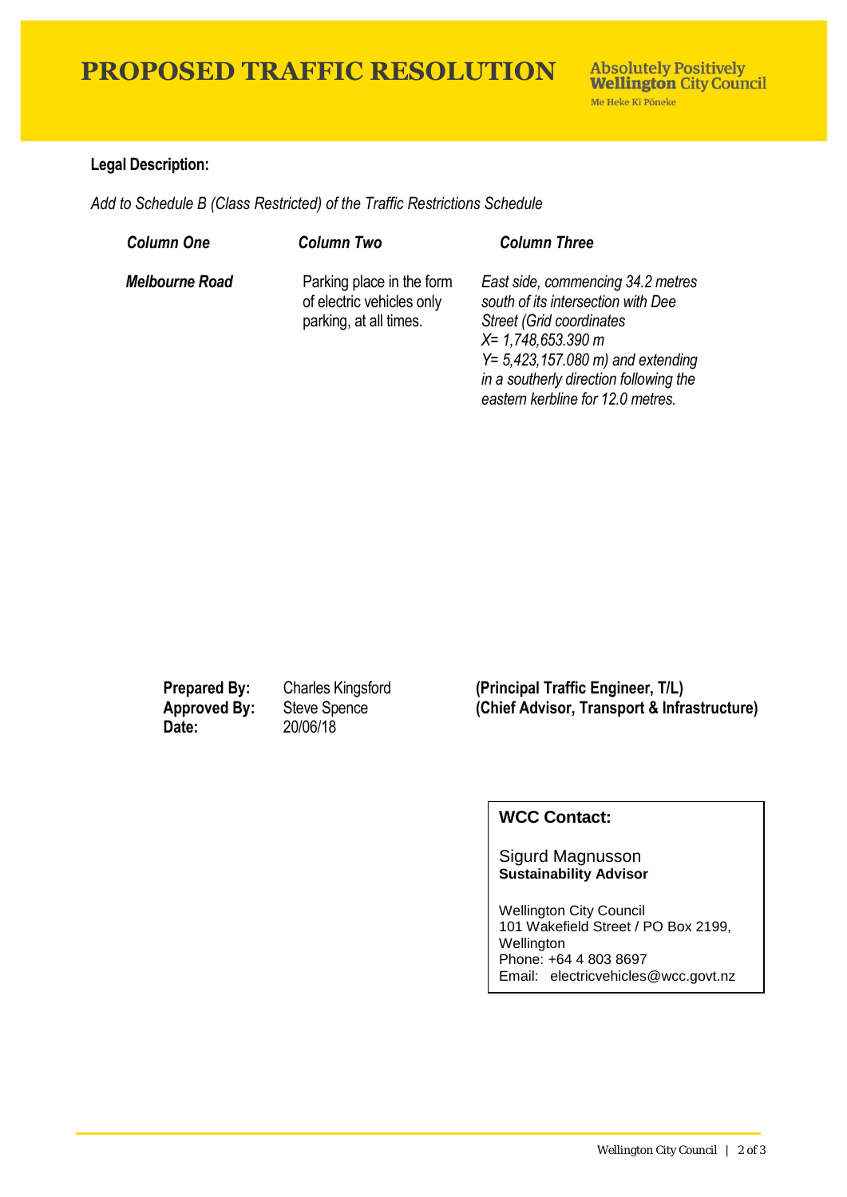# PROPOSED TRAFFIC RESOLUTION

**Absolutely Positively Wellington City Council**
Me Heke Ki Pōneke

**Legal Description:**

*Add to Schedule B (Class Restricted) of the Traffic Restrictions Schedule*

| *Column One* | *Column Two* | *Column Three* |
|---|---|---|
| ***Melbourne Road*** | Parking place in the form of electric vehicles only parking, at all times. | *East side, commencing 34.2 metres south of its intersection with Dee Street (Grid coordinates X= 1,748,653.390 m Y= 5,423,157.080 m) and extending in a southerly direction following the eastern kerbline for 12.0 metres.* |

**Prepared By:** Charles Kingsford **(Principal Traffic Engineer, T/L)**
**Approved By:** Steve Spence **(Chief Advisor, Transport & Infrastructure)**
**Date:** 20/06/18

**WCC Contact:**

Sigurd Magnusson
**Sustainability Advisor**

Wellington City Council
101 Wakefield Street / PO Box 2199, Wellington
Phone: +64 4 803 8697
Email: electricvehicles@wcc.govt.nz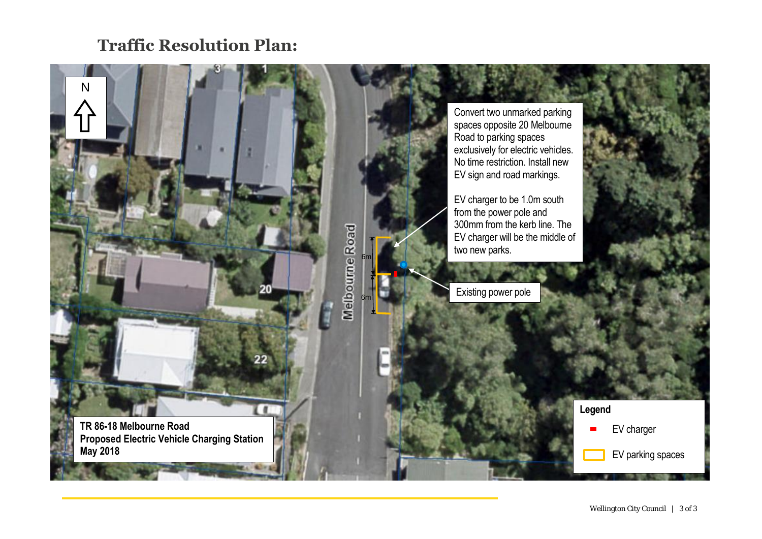## Traffic Resolution Plan:

N

Convert two unmarked parking spaces opposite 20 Melbourne Road to parking spaces exclusively for electric vehicles. No time restriction. Install new EV sign and road markings.

EV charger to be 1.0m south from the power pole and 300mm from the kerb line. The EV charger will be the middle of two new parks.

Existing power pole

Melbourne Road

6m

6m

1

3

20

22

Legend

EV charger

EV parking spaces

**TR 86-18 Melbourne Road**
**Proposed Electric Vehicle Charging Station**
**May 2018**